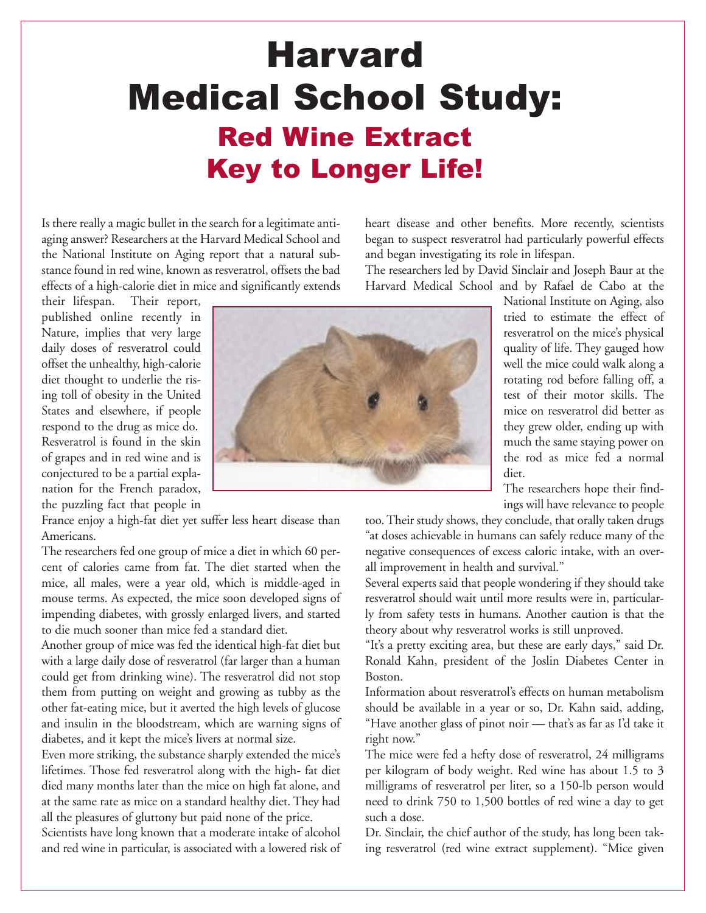# Harvard Medical School Study:

## Red Wine Extract Key to Longer Life!

Is there really a magic bullet in the search for a legitimate anti-aging answer? Researchers at the Harvard Medical School and the National Institute on Aging report that a natural substance found in red wine, known as resveratrol, offsets the bad effects of a high-calorie diet in mice and significantly extends their lifespan. Their report, published online recently in Nature, implies that very large daily doses of resveratrol could offset the unhealthy, high-calorie diet thought to underlie the rising toll of obesity in the United States and elsewhere, if people respond to the drug as mice do.

Resveratrol is found in the skin of grapes and in red wine and is conjectured to be a partial explanation for the French paradox, the puzzling fact that people in France enjoy a high-fat diet yet suffer less heart disease than Americans.

The researchers fed one group of mice a diet in which 60 percent of calories came from fat. The diet started when the mice, all males, were a year old, which is middle-aged in mouse terms. As expected, the mice soon developed signs of impending diabetes, with grossly enlarged livers, and started to die much sooner than mice fed a standard diet.

Another group of mice was fed the identical high-fat diet but with a large daily dose of resveratrol (far larger than a human could get from drinking wine). The resveratrol did not stop them from putting on weight and growing as tubby as the other fat-eating mice, but it averted the high levels of glucose and insulin in the bloodstream, which are warning signs of diabetes, and it kept the mice's livers at normal size.

Even more striking, the substance sharply extended the mice's lifetimes. Those fed resveratrol along with the high- fat diet died many months later than the mice on high fat alone, and at the same rate as mice on a standard healthy diet. They had all the pleasures of gluttony but paid none of the price.

Scientists have long known that a moderate intake of alcohol and red wine in particular, is associated with a lowered risk of heart disease and other benefits. More recently, scientists began to suspect resveratrol had particularly powerful effects and began investigating its role in lifespan.

The researchers led by David Sinclair and Joseph Baur at the Harvard Medical School and by Rafael de Cabo at the National Institute on Aging, also tried to estimate the effect of resveratrol on the mice's physical quality of life. They gauged how well the mice could walk along a rotating rod before falling off, a test of their motor skills. The mice on resveratrol did better as they grew older, ending up with much the same staying power on the rod as mice fed a normal diet.

The researchers hope their findings will have relevance to people too. Their study shows, they conclude, that orally taken drugs "at doses achievable in humans can safely reduce many of the negative consequences of excess caloric intake, with an overall improvement in health and survival."

Several experts said that people wondering if they should take resveratrol should wait until more results were in, particularly from safety tests in humans. Another caution is that the theory about why resveratrol works is still unproved.

"It's a pretty exciting area, but these are early days," said Dr. Ronald Kahn, president of the Joslin Diabetes Center in Boston.

Information about resveratrol's effects on human metabolism should be available in a year or so, Dr. Kahn said, adding, "Have another glass of pinot noir — that's as far as I'd take it right now."

The mice were fed a hefty dose of resveratrol, 24 milligrams per kilogram of body weight. Red wine has about 1.5 to 3 milligrams of resveratrol per liter, so a 150-lb person would need to drink 750 to 1,500 bottles of red wine a day to get such a dose.

Dr. Sinclair, the chief author of the study, has long been taking resveratrol (red wine extract supplement). "Mice given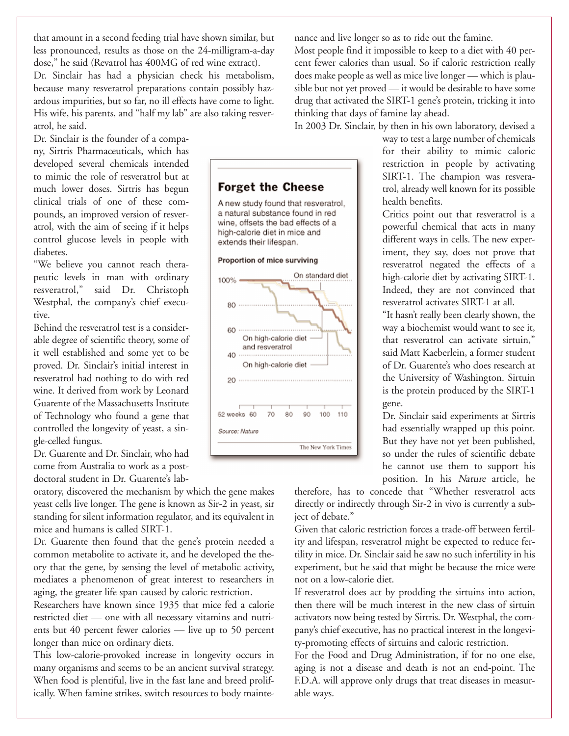that amount in a second feeding trial have shown similar, but less pronounced, results as those on the 24-milligram-a-day dose," he said (Revatrol has 400MG of red wine extract).

Dr. Sinclair has had a physician check his metabolism, because many resveratrol preparations contain possibly hazardous impurities, but so far, no ill effects have come to light. His wife, his parents, and "half my lab" are also taking resveratrol, he said.

Dr. Sinclair is the founder of a company, Sirtris Pharmaceuticals, which has developed several chemicals intended to mimic the role of resveratrol but at much lower doses. Sirtris has begun clinical trials of one of these compounds, an improved version of resveratrol, with the aim of seeing if it helps control glucose levels in people with diabetes.

"We believe you cannot reach therapeutic levels in man with ordinary resveratrol," said Dr. Christoph Westphal, the company's chief executive.

Behind the resveratrol test is a considerable degree of scientific theory, some of it well established and some yet to be proved. Dr. Sinclair's initial interest in resveratrol had nothing to do with red wine. It derived from work by Leonard Guarente of the Massachusetts Institute of Technology who found a gene that controlled the longevity of yeast, a single-celled fungus.

Dr. Guarente and Dr. Sinclair, who had come from Australia to work as a postdoctoral student in Dr. Guarente's laboratory, discovered the mechanism by which the gene makes yeast cells live longer. The gene is known as Sir-2 in yeast, sir standing for silent information regulator, and its equivalent in mice and humans is called SIRT-1.

Dr. Guarente then found that the gene's protein needed a common metabolite to activate it, and he developed the theory that the gene, by sensing the level of metabolic activity, mediates a phenomenon of great interest to researchers in aging, the greater life span caused by caloric restriction.

Researchers have known since 1935 that mice fed a calorie restricted diet — one with all necessary vitamins and nutrients but 40 percent fewer calories — live up to 50 percent longer than mice on ordinary diets.

This low-calorie-provoked increase in longevity occurs in many organisms and seems to be an ancient survival strategy. When food is plentiful, live in the fast lane and breed prolifically. When famine strikes, switch resources to body maintenance and live longer so as to ride out the famine.

Most people find it impossible to keep to a diet with 40 percent fewer calories than usual. So if caloric restriction really does make people as well as mice live longer — which is plausible but not yet proved — it would be desirable to have some drug that activated the SIRT-1 gene's protein, tricking it into thinking that days of famine lay ahead.

In 2003 Dr. Sinclair, by then in his own laboratory, devised a way to test a large number of chemicals for their ability to mimic caloric restriction in people by activating SIRT-1. The champion was resveratrol, already well known for its possible health benefits.

**Forget the Cheese**

A new study found that resveratrol, a natural substance found in red wine, offsets the bad effects of a high-calorie diet in mice and extends their lifespan.

**Proportion of mice surviving**

On standard diet
On high-calorie diet and resveratrol
On high-calorie diet
100%
80
60
40
20
52 weeks 60 70 80 90 100 110

Source: Nature

The New York Times

Critics point out that resveratrol is a powerful chemical that acts in many different ways in cells. The new experiment, they say, does not prove that resveratrol negated the effects of a high-calorie diet by activating SIRT-1. Indeed, they are not convinced that resveratrol activates SIRT-1 at all.

"It hasn't really been clearly shown, the way a biochemist would want to see it, that resveratrol can activate sirtuin," said Matt Kaeberlein, a former student of Dr. Guarente's who does research at the University of Washington. Sirtuin is the protein produced by the SIRT-1 gene.

Dr. Sinclair said experiments at Sirtris had essentially wrapped up this point. But they have not yet been published, so under the rules of scientific debate he cannot use them to support his position. In his *Nature* article, he therefore, has to concede that "Whether resveratrol acts directly or indirectly through Sir-2 in vivo is currently a subject of debate."

Given that caloric restriction forces a trade-off between fertility and lifespan, resveratrol might be expected to reduce fertility in mice. Dr. Sinclair said he saw no such infertility in his experiment, but he said that might be because the mice were not on a low-calorie diet.

If resveratrol does act by prodding the sirtuins into action, then there will be much interest in the new class of sirtuin activators now being tested by Sirtris. Dr. Westphal, the company's chief executive, has no practical interest in the longevity-promoting effects of sirtuins and caloric restriction.

For the Food and Drug Administration, if for no one else, aging is not a disease and death is not an end-point. The F.D.A. will approve only drugs that treat diseases in measurable ways.